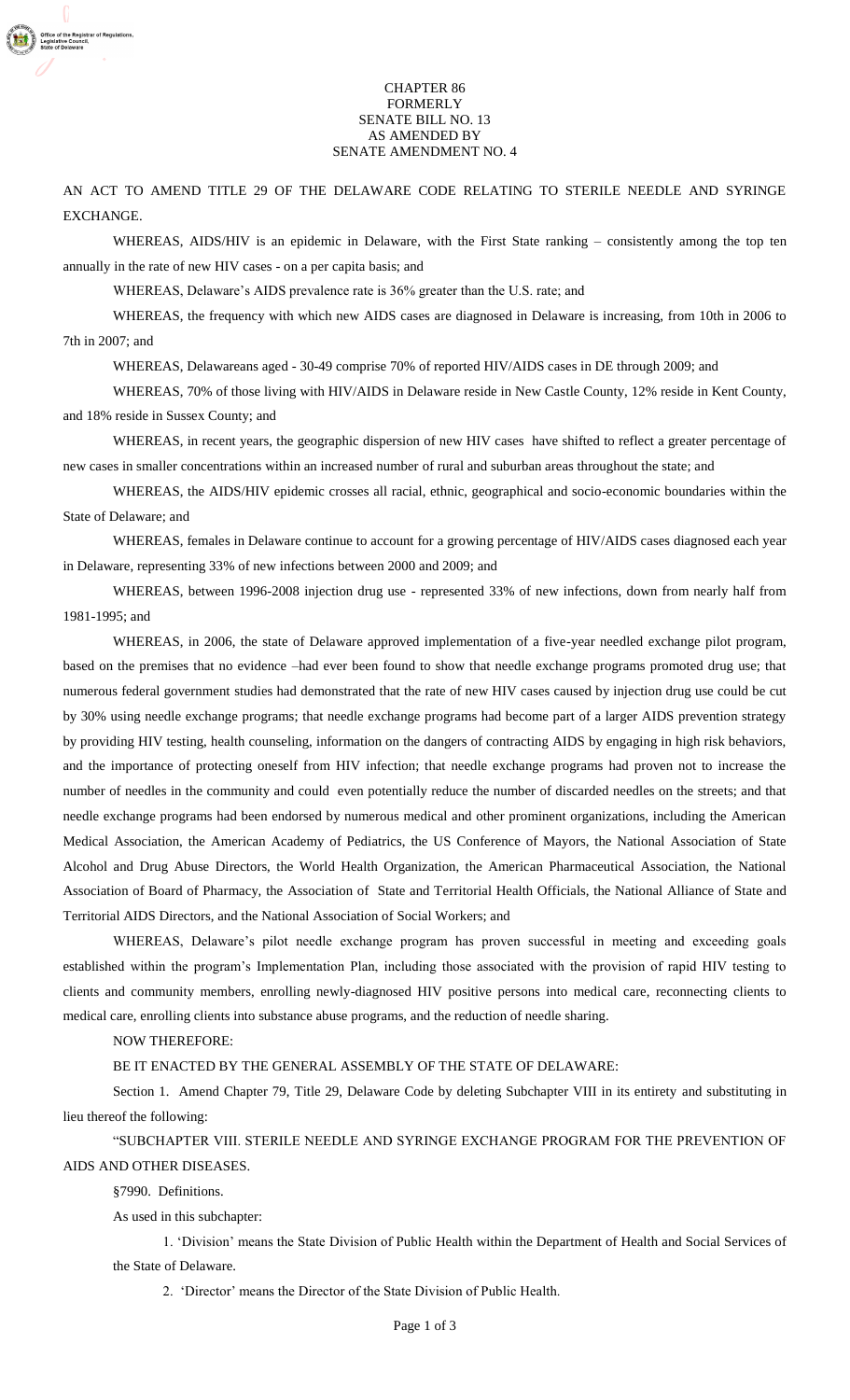CHAPTER 86
FORMERLY
SENATE BILL NO. 13
AS AMENDED BY
SENATE AMENDMENT NO. 4

AN ACT TO AMEND TITLE 29 OF THE DELAWARE CODE RELATING TO STERILE NEEDLE AND SYRINGE EXCHANGE.

WHEREAS, AIDS/HIV is an epidemic in Delaware, with the First State ranking – consistently among the top ten annually in the rate of new HIV cases - on a per capita basis; and

WHEREAS, Delaware's AIDS prevalence rate is 36% greater than the U.S. rate; and

WHEREAS, the frequency with which new AIDS cases are diagnosed in Delaware is increasing, from 10th in 2006 to 7th in 2007; and

WHEREAS, Delawareans aged - 30-49 comprise 70% of reported HIV/AIDS cases in DE through 2009; and

WHEREAS, 70% of those living with HIV/AIDS in Delaware reside in New Castle County, 12% reside in Kent County, and 18% reside in Sussex County; and

WHEREAS, in recent years, the geographic dispersion of new HIV cases have shifted to reflect a greater percentage of new cases in smaller concentrations within an increased number of rural and suburban areas throughout the state; and

WHEREAS, the AIDS/HIV epidemic crosses all racial, ethnic, geographical and socio-economic boundaries within the State of Delaware; and

WHEREAS, females in Delaware continue to account for a growing percentage of HIV/AIDS cases diagnosed each year in Delaware, representing 33% of new infections between 2000 and 2009; and

WHEREAS, between 1996-2008 injection drug use - represented 33% of new infections, down from nearly half from 1981-1995; and

WHEREAS, in 2006, the state of Delaware approved implementation of a five-year needled exchange pilot program, based on the premises that no evidence –had ever been found to show that needle exchange programs promoted drug use; that numerous federal government studies had demonstrated that the rate of new HIV cases caused by injection drug use could be cut by 30% using needle exchange programs; that needle exchange programs had become part of a larger AIDS prevention strategy by providing HIV testing, health counseling, information on the dangers of contracting AIDS by engaging in high risk behaviors, and the importance of protecting oneself from HIV infection; that needle exchange programs had proven not to increase the number of needles in the community and could even potentially reduce the number of discarded needles on the streets; and that needle exchange programs had been endorsed by numerous medical and other prominent organizations, including the American Medical Association, the American Academy of Pediatrics, the US Conference of Mayors, the National Association of State Alcohol and Drug Abuse Directors, the World Health Organization, the American Pharmaceutical Association, the National Association of Board of Pharmacy, the Association of State and Territorial Health Officials, the National Alliance of State and Territorial AIDS Directors, and the National Association of Social Workers; and

WHEREAS, Delaware's pilot needle exchange program has proven successful in meeting and exceeding goals established within the program's Implementation Plan, including those associated with the provision of rapid HIV testing to clients and community members, enrolling newly-diagnosed HIV positive persons into medical care, reconnecting clients to medical care, enrolling clients into substance abuse programs, and the reduction of needle sharing.

NOW THEREFORE:

BE IT ENACTED BY THE GENERAL ASSEMBLY OF THE STATE OF DELAWARE:

Section 1. Amend Chapter 79, Title 29, Delaware Code by deleting Subchapter VIII in its entirety and substituting in lieu thereof the following:

"SUBCHAPTER VIII. STERILE NEEDLE AND SYRINGE EXCHANGE PROGRAM FOR THE PREVENTION OF AIDS AND OTHER DISEASES.

§7990. Definitions.

As used in this subchapter:

1. 'Division' means the State Division of Public Health within the Department of Health and Social Services of the State of Delaware.

2. 'Director' means the Director of the State Division of Public Health.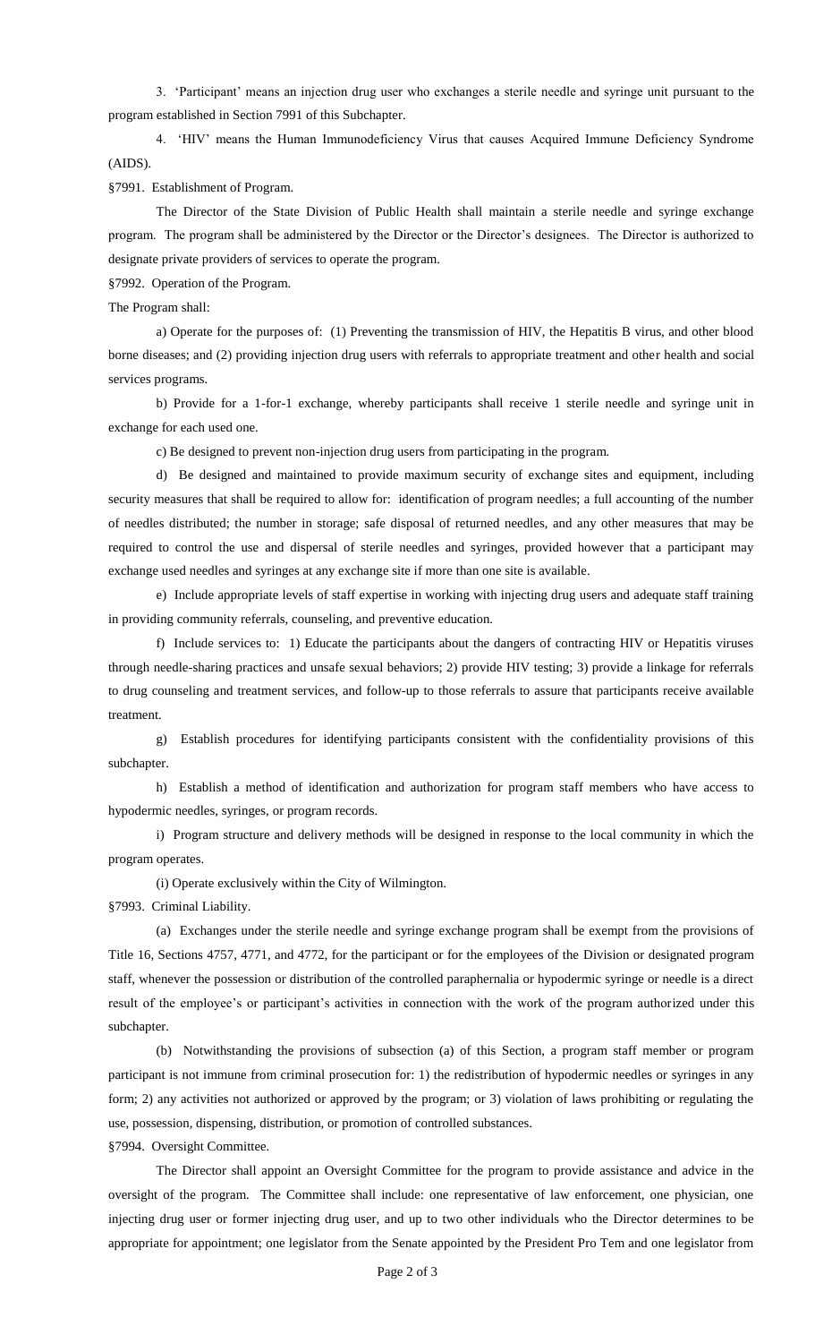3. 'Participant' means an injection drug user who exchanges a sterile needle and syringe unit pursuant to the program established in Section 7991 of this Subchapter.

4. 'HIV' means the Human Immunodeficiency Virus that causes Acquired Immune Deficiency Syndrome (AIDS).

§7991. Establishment of Program.

The Director of the State Division of Public Health shall maintain a sterile needle and syringe exchange program. The program shall be administered by the Director or the Director's designees. The Director is authorized to designate private providers of services to operate the program.

§7992. Operation of the Program.

The Program shall:

a) Operate for the purposes of: (1) Preventing the transmission of HIV, the Hepatitis B virus, and other blood borne diseases; and (2) providing injection drug users with referrals to appropriate treatment and other health and social services programs.

b) Provide for a 1-for-1 exchange, whereby participants shall receive 1 sterile needle and syringe unit in exchange for each used one.

c) Be designed to prevent non-injection drug users from participating in the program.

d) Be designed and maintained to provide maximum security of exchange sites and equipment, including security measures that shall be required to allow for: identification of program needles; a full accounting of the number of needles distributed; the number in storage; safe disposal of returned needles, and any other measures that may be required to control the use and dispersal of sterile needles and syringes, provided however that a participant may exchange used needles and syringes at any exchange site if more than one site is available.

e) Include appropriate levels of staff expertise in working with injecting drug users and adequate staff training in providing community referrals, counseling, and preventive education.

f) Include services to: 1) Educate the participants about the dangers of contracting HIV or Hepatitis viruses through needle-sharing practices and unsafe sexual behaviors; 2) provide HIV testing; 3) provide a linkage for referrals to drug counseling and treatment services, and follow-up to those referrals to assure that participants receive available treatment.

g) Establish procedures for identifying participants consistent with the confidentiality provisions of this subchapter.

h) Establish a method of identification and authorization for program staff members who have access to hypodermic needles, syringes, or program records.

i) Program structure and delivery methods will be designed in response to the local community in which the program operates.

(i) Operate exclusively within the City of Wilmington.

§7993. Criminal Liability.

(a) Exchanges under the sterile needle and syringe exchange program shall be exempt from the provisions of Title 16, Sections 4757, 4771, and 4772, for the participant or for the employees of the Division or designated program staff, whenever the possession or distribution of the controlled paraphernalia or hypodermic syringe or needle is a direct result of the employee's or participant's activities in connection with the work of the program authorized under this subchapter.

(b) Notwithstanding the provisions of subsection (a) of this Section, a program staff member or program participant is not immune from criminal prosecution for: 1) the redistribution of hypodermic needles or syringes in any form; 2) any activities not authorized or approved by the program; or 3) violation of laws prohibiting or regulating the use, possession, dispensing, distribution, or promotion of controlled substances.

§7994. Oversight Committee.

The Director shall appoint an Oversight Committee for the program to provide assistance and advice in the oversight of the program. The Committee shall include: one representative of law enforcement, one physician, one injecting drug user or former injecting drug user, and up to two other individuals who the Director determines to be appropriate for appointment; one legislator from the Senate appointed by the President Pro Tem and one legislator from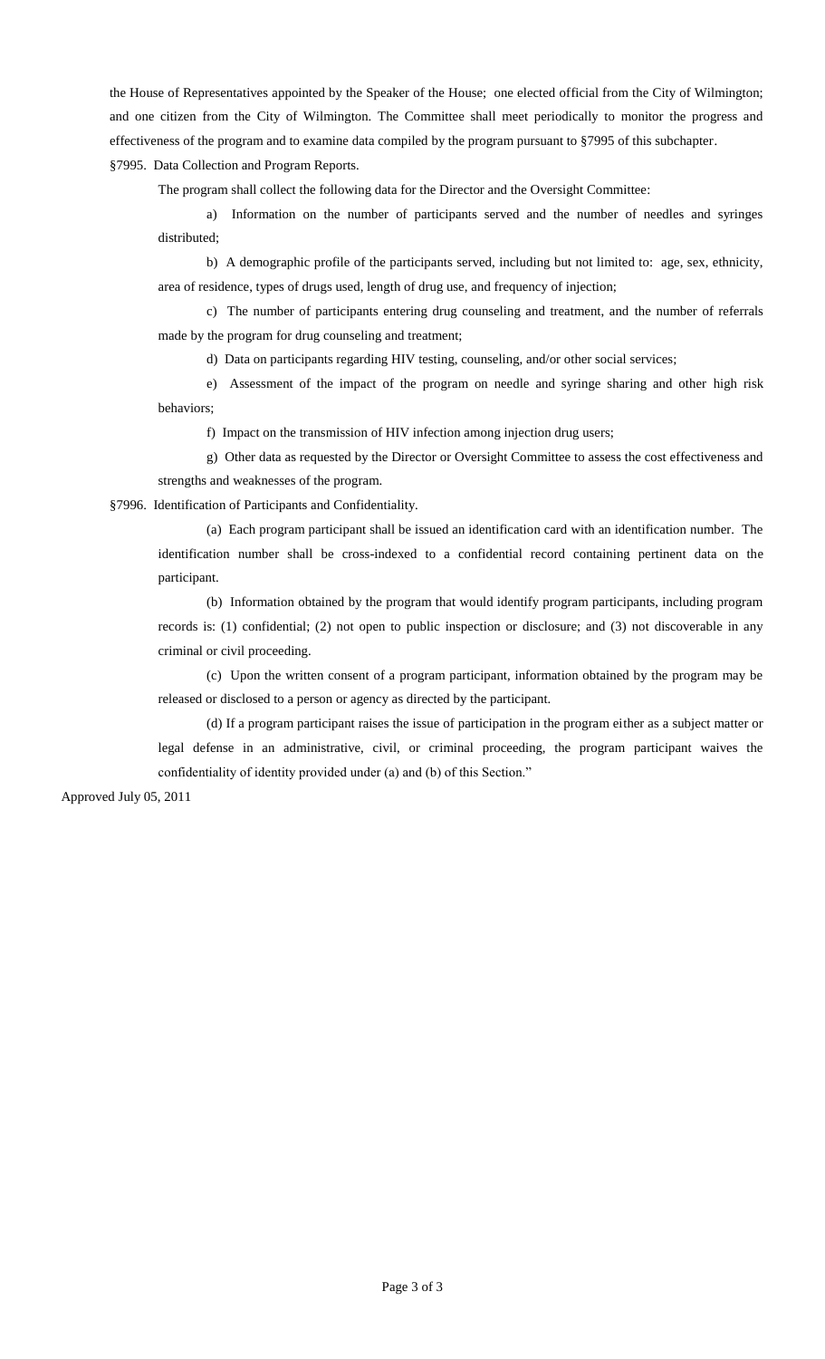the House of Representatives appointed by the Speaker of the House; one elected official from the City of Wilmington; and one citizen from the City of Wilmington. The Committee shall meet periodically to monitor the progress and effectiveness of the program and to examine data compiled by the program pursuant to §7995 of this subchapter.

§7995. Data Collection and Program Reports.

The program shall collect the following data for the Director and the Oversight Committee:

a) Information on the number of participants served and the number of needles and syringes distributed;

b) A demographic profile of the participants served, including but not limited to: age, sex, ethnicity, area of residence, types of drugs used, length of drug use, and frequency of injection;

c) The number of participants entering drug counseling and treatment, and the number of referrals made by the program for drug counseling and treatment;

d) Data on participants regarding HIV testing, counseling, and/or other social services;

e) Assessment of the impact of the program on needle and syringe sharing and other high risk behaviors;

f) Impact on the transmission of HIV infection among injection drug users;

g) Other data as requested by the Director or Oversight Committee to assess the cost effectiveness and strengths and weaknesses of the program.

§7996. Identification of Participants and Confidentiality.

(a) Each program participant shall be issued an identification card with an identification number. The identification number shall be cross-indexed to a confidential record containing pertinent data on the participant.

(b) Information obtained by the program that would identify program participants, including program records is: (1) confidential; (2) not open to public inspection or disclosure; and (3) not discoverable in any criminal or civil proceeding.

(c) Upon the written consent of a program participant, information obtained by the program may be released or disclosed to a person or agency as directed by the participant.

(d) If a program participant raises the issue of participation in the program either as a subject matter or legal defense in an administrative, civil, or criminal proceeding, the program participant waives the confidentiality of identity provided under (a) and (b) of this Section."

Approved July 05, 2011